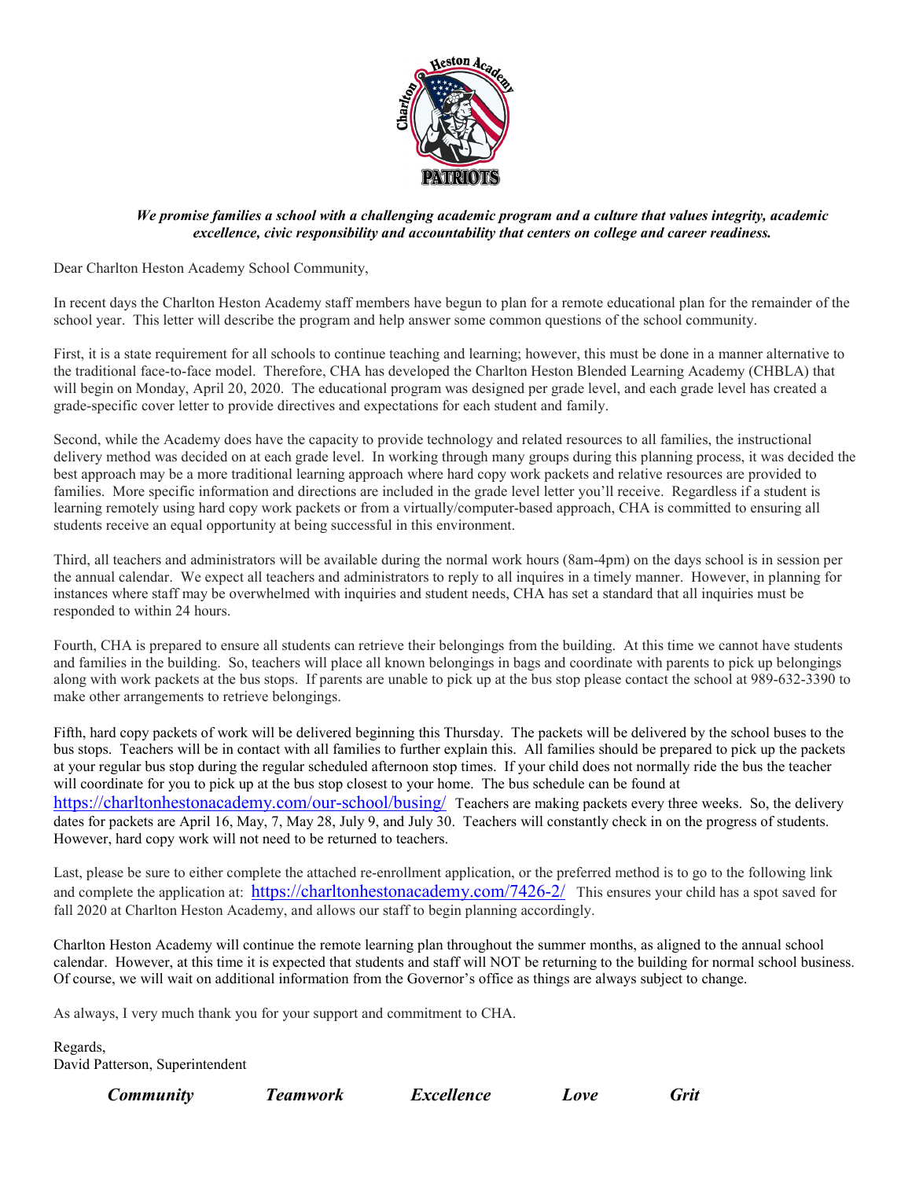*We promise families a school with a challenging academic program and a culture that values integrity, academic excellence, civic responsibility and accountability that centers on college and career readiness.*

Dear Charlton Heston Academy School Community,

In recent days the Charlton Heston Academy staff members have begun to plan for a remote educational plan for the remainder of the school year. This letter will describe the program and help answer some common questions of the school community.

First, it is a state requirement for all schools to continue teaching and learning; however, this must be done in a manner alternative to the traditional face-to-face model. Therefore, CHA has developed the Charlton Heston Blended Learning Academy (CHBLA) that will begin on Monday, April 20, 2020. The educational program was designed per grade level, and each grade level has created a grade-specific cover letter to provide directives and expectations for each student and family.

Second, while the Academy does have the capacity to provide technology and related resources to all families, the instructional delivery method was decided on at each grade level. In working through many groups during this planning process, it was decided the best approach may be a more traditional learning approach where hard copy work packets and relative resources are provided to families. More specific information and directions are included in the grade level letter you'll receive. Regardless if a student is learning remotely using hard copy work packets or from a virtually/computer-based approach, CHA is committed to ensuring all students receive an equal opportunity at being successful in this environment.

Third, all teachers and administrators will be available during the normal work hours (8am-4pm) on the days school is in session per the annual calendar. We expect all teachers and administrators to reply to all inquires in a timely manner. However, in planning for instances where staff may be overwhelmed with inquiries and student needs, CHA has set a standard that all inquiries must be responded to within 24 hours.

Fourth, CHA is prepared to ensure all students can retrieve their belongings from the building. At this time we cannot have students and families in the building. So, teachers will place all known belongings in bags and coordinate with parents to pick up belongings along with work packets at the bus stops. If parents are unable to pick up at the bus stop please contact the school at 989-632-3390 to make other arrangements to retrieve belongings.

Fifth, hard copy packets of work will be delivered beginning this Thursday. The packets will be delivered by the school buses to the bus stops. Teachers will be in contact with all families to further explain this. All families should be prepared to pick up the packets at your regular bus stop during the regular scheduled afternoon stop times. If your child does not normally ride the bus the teacher will coordinate for you to pick up at the bus stop closest to your home. The bus schedule can be found at https://charltonhestonacademy.com/our-school/busing/ Teachers are making packets every three weeks. So, the delivery dates for packets are April 16, May, 7, May 28, July 9, and July 30. Teachers will constantly check in on the progress of students. However, hard copy work will not need to be returned to teachers.

Last, please be sure to either complete the attached re-enrollment application, or the preferred method is to go to the following link and complete the application at: https://charltonhestonacademy.com/7426-2/ This ensures your child has a spot saved for fall 2020 at Charlton Heston Academy, and allows our staff to begin planning accordingly.

Charlton Heston Academy will continue the remote learning plan throughout the summer months, as aligned to the annual school calendar. However, at this time it is expected that students and staff will NOT be returning to the building for normal school business. Of course, we will wait on additional information from the Governor's office as things are always subject to change.

As always, I very much thank you for your support and commitment to CHA.

Regards,
David Patterson, Superintendent

***Community Teamwork Excellence Love Grit***